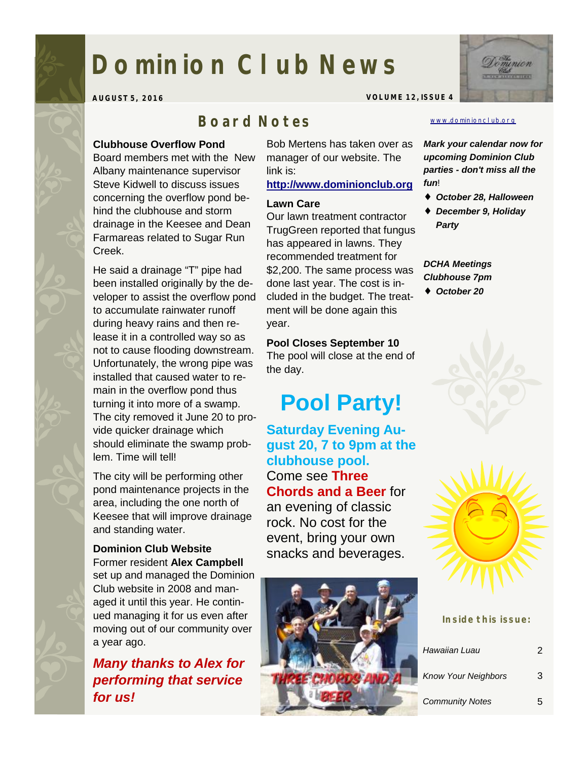# Dominion Club News

**AUGUST 5, 2016** **VOLUME 12, ISSUE 4**

## Board Notes

**Clubhouse Overflow Pond**

Board members met with the New Albany maintenance supervisor Steve Kidwell to discuss issues concerning the overflow pond behind the clubhouse and storm drainage in the Keesee and Dean Farmareas related to Sugar Run Creek.

He said a drainage "T" pipe had been installed originally by the developer to assist the overflow pond to accumulate rainwater runoff during heavy rains and then release it in a controlled way so as not to cause flooding downstream. Unfortunately, the wrong pipe was installed that caused water to remain in the overflow pond thus turning it into more of a swamp. The city removed it June 20 to provide quicker drainage which should eliminate the swamp problem. Time will tell!

The city will be performing other pond maintenance projects in the area, including the one north of Keesee that will improve drainage and standing water.

**Dominion Club Website**

Former resident **Alex Campbell** set up and managed the Dominion Club website in 2008 and managed it until this year. He continued managing it for us even after moving out of our community over a year ago.

***Many thanks to Alex for performing that service for us!***

Bob Mertens has taken over as manager of our website. The link is:

**http://www.dominionclub.org**

**Lawn Care**

Our lawn treatment contractor TrugGreen reported that fungus has appeared in lawns. They recommended treatment for $2,200. The same process was done last year. The cost is included in the budget. The treatment will be done again this year.

**Pool Closes September 10**

The pool will close at the end of the day.

## Pool Party!

**Saturday Evening August 20, 7 to 9pm at the clubhouse pool.**

Come see **Three Chords and a Beer** for an evening of classic rock. No cost for the event, bring your own snacks and beverages.

www.dominionclub.org

***Mark your calendar now for upcoming Dominion Club parties - don't miss all the fun!***

- ***October 28, Halloween***
- ***December 9, Holiday Party***

***DCHA Meetings Clubhouse 7pm***

- ***October 20***

**Inside this issue:**

| | |
|---|---|
| *Hawaiian Luau* | 2 |
| *Know Your Neighbors* | 3 |
| *Community Notes* | 5 |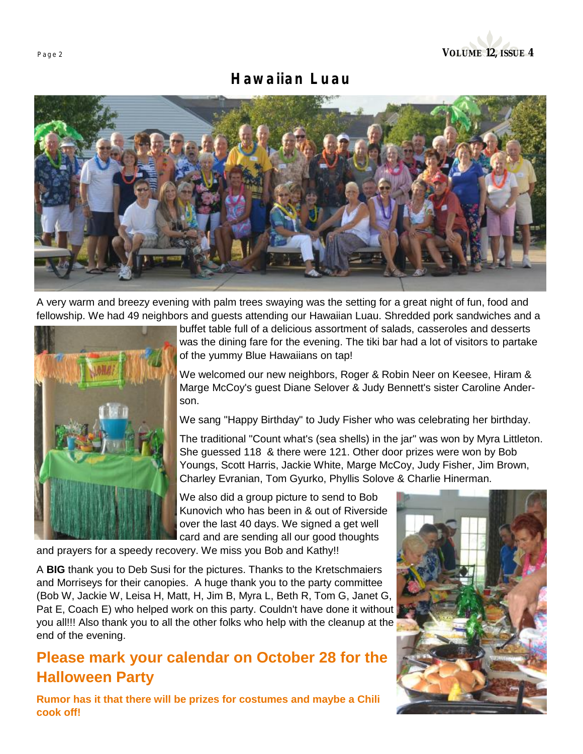# Hawaiian Luau

A very warm and breezy evening with palm trees swaying was the setting for a great night of fun, food and fellowship. We had 49 neighbors and guests attending our Hawaiian Luau. Shredded pork sandwiches and a buffet table full of a delicious assortment of salads, casseroles and desserts was the dining fare for the evening. The tiki bar had a lot of visitors to partake of the yummy Blue Hawaiians on tap!

We welcomed our new neighbors, Roger & Robin Neer on Keesee, Hiram & Marge McCoy's guest Diane Selover & Judy Bennett's sister Caroline Anderson.

We sang "Happy Birthday" to Judy Fisher who was celebrating her birthday.

The traditional "Count what's (sea shells) in the jar" was won by Myra Littleton. She guessed 118 & there were 121. Other door prizes were won by Bob Youngs, Scott Harris, Jackie White, Marge McCoy, Judy Fisher, Jim Brown, Charley Evranian, Tom Gyurko, Phyllis Solove & Charlie Hinerman.

We also did a group picture to send to Bob Kunovich who has been in & out of Riverside over the last 40 days. We signed a get well card and are sending all our good thoughts and prayers for a speedy recovery. We miss you Bob and Kathy!!

A **BIG** thank you to Deb Susi for the pictures. Thanks to the Kretschmaiers and Morriseys for their canopies. A huge thank you to the party committee (Bob W, Jackie W, Leisa H, Matt, H, Jim B, Myra L, Beth R, Tom G, Janet G, Pat E, Coach E) who helped work on this party. Couldn't have done it without you all!!! Also thank you to all the other folks who help with the cleanup at the end of the evening.

## Please mark your calendar on October 28 for the Halloween Party

**Rumor has it that there will be prizes for costumes and maybe a Chili cook off!**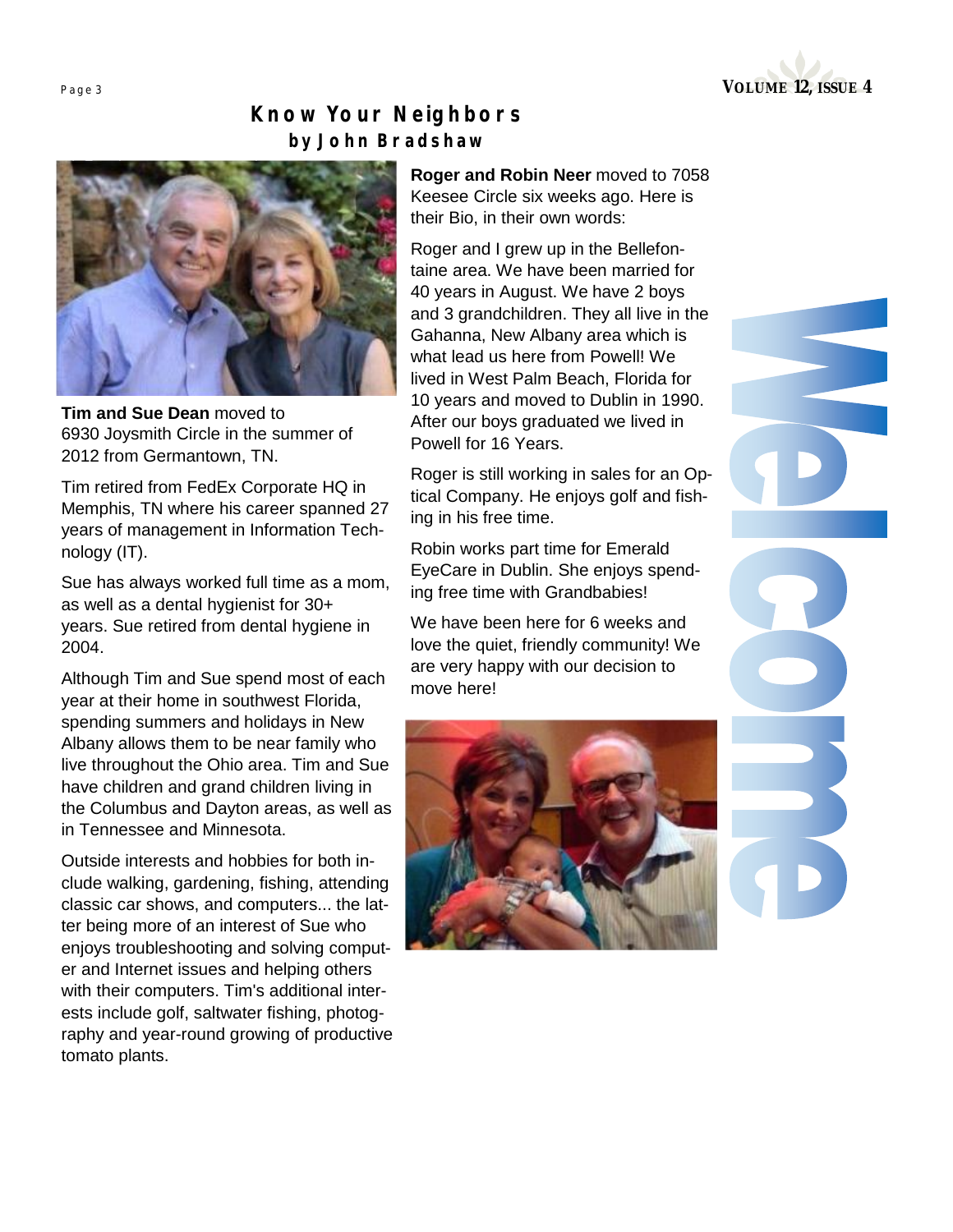# Know Your Neighbors

## by John Bradshaw

**Tim and Sue Dean** moved to 6930 Joysmith Circle in the summer of 2012 from Germantown, TN.

Tim retired from FedEx Corporate HQ in Memphis, TN where his career spanned 27 years of management in Information Technology (IT).

Sue has always worked full time as a mom, as well as a dental hygienist for 30+ years. Sue retired from dental hygiene in 2004.

Although Tim and Sue spend most of each year at their home in southwest Florida, spending summers and holidays in New Albany allows them to be near family who live throughout the Ohio area. Tim and Sue have children and grand children living in the Columbus and Dayton areas, as well as in Tennessee and Minnesota.

Outside interests and hobbies for both include walking, gardening, fishing, attending classic car shows, and computers... the latter being more of an interest of Sue who enjoys troubleshooting and solving computer and Internet issues and helping others with their computers. Tim's additional interests include golf, saltwater fishing, photography and year-round growing of productive tomato plants.

**Roger and Robin Neer** moved to 7058 Keesee Circle six weeks ago. Here is their Bio, in their own words:

Roger and I grew up in the Bellefontaine area. We have been married for 40 years in August. We have 2 boys and 3 grandchildren. They all live in the Gahanna, New Albany area which is what lead us here from Powell! We lived in West Palm Beach, Florida for 10 years and moved to Dublin in 1990. After our boys graduated we lived in Powell for 16 Years.

Roger is still working in sales for an Optical Company. He enjoys golf and fishing in his free time.

Robin works part time for Emerald EyeCare in Dublin. She enjoys spending free time with Grandbabies!

We have been here for 6 weeks and love the quiet, friendly community! We are very happy with our decision to move here!

Welcome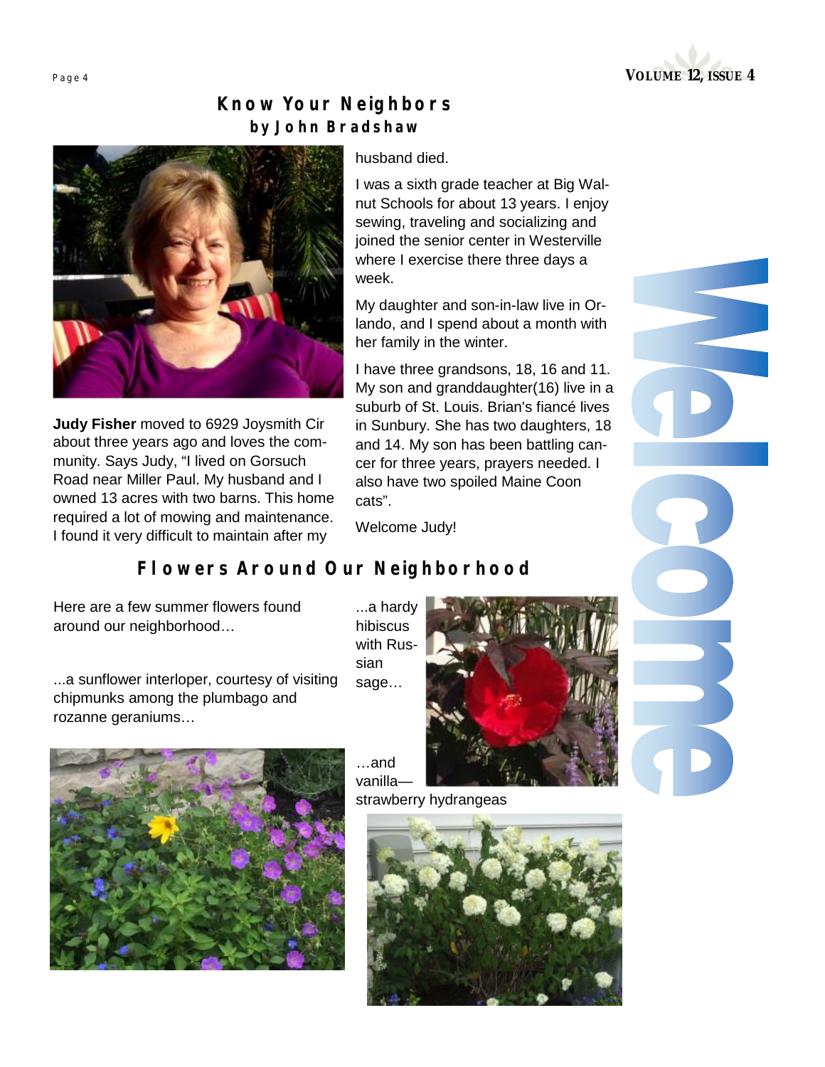## Know Your Neighbors
### by John Bradshaw

**Judy Fisher** moved to 6929 Joysmith Cir about three years ago and loves the community. Says Judy, "I lived on Gorsuch Road near Miller Paul. My husband and I owned 13 acres with two barns. This home required a lot of mowing and maintenance. I found it very difficult to maintain after my husband died.

I was a sixth grade teacher at Big Walnut Schools for about 13 years. I enjoy sewing, traveling and socializing and joined the senior center in Westerville where I exercise there three days a week.

My daughter and son-in-law live in Orlando, and I spend about a month with her family in the winter.

I have three grandsons, 18, 16 and 11. My son and granddaughter(16) live in a suburb of St. Louis. Brian's fiancé lives in Sunbury. She has two daughters, 18 and 14. My son has been battling cancer for three years, prayers needed. I also have two spoiled Maine Coon cats".

Welcome Judy!

## Flowers Around Our Neighborhood

Here are a few summer flowers found around our neighborhood…

...a sunflower interloper, courtesy of visiting chipmunks among the plumbago and rozanne geraniums…

...a hardy hibiscus with Russian sage…

…and vanilla—strawberry hydrangeas

Welcome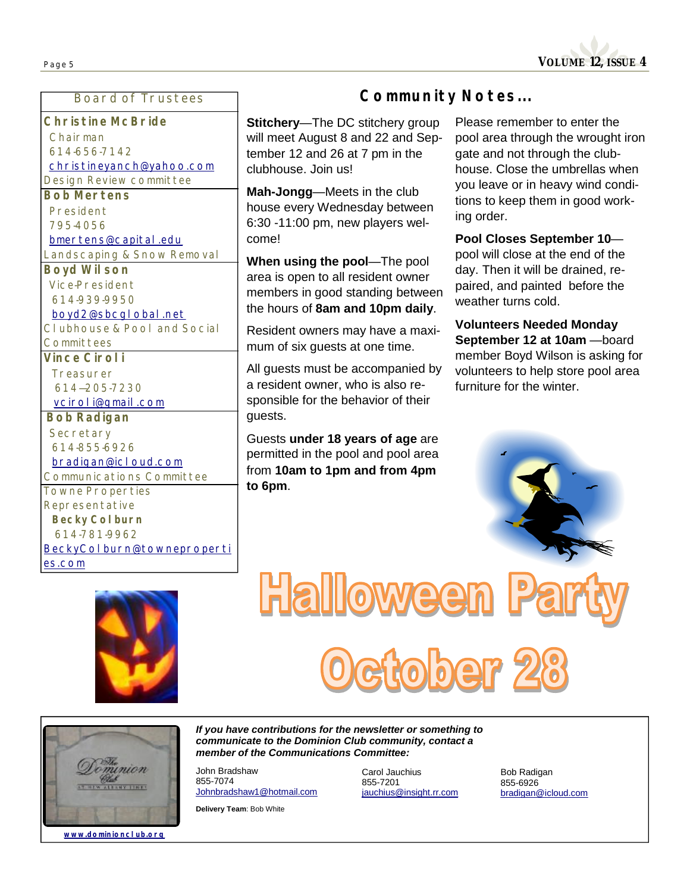## Board of Trustees

**Christine McBride**
Chairman
614-656-7142
christineyanch@yahoo.com
Design Review committee

**Bob Mertens**
President
795-4056
bmertens@capital.edu
Landscaping & Snow Removal

**Boyd Wilson**
Vice-President
614-939-9950
boyd2@sbcglobal.net
Clubhouse & Pool and Social Committees

**Vince Ciroli**
Treasurer
614—205-7230
vciroli@gmail.com

**Bob Radigan**
Secretary
614-855-6926
bradigan@icloud.com
Communications Committee

Towne Properties Representative
**Becky Colburn**
614-781-9962
BeckyColburn@towneproperties.com

## Community Notes...

**Stitchery**—The DC stitchery group will meet August 8 and 22 and September 12 and 26 at 7 pm in the clubhouse. Join us!

**Mah-Jongg**—Meets in the club house every Wednesday between 6:30 -11:00 pm, new players welcome!

**When using the pool**—The pool area is open to all resident owner members in good standing between the hours of **8am and 10pm daily**.

Resident owners may have a maximum of six guests at one time.

All guests must be accompanied by a resident owner, who is also responsible for the behavior of their guests.

Guests **under 18 years of age** are permitted in the pool and pool area from **10am to 1pm and from 4pm to 6pm**.

Please remember to enter the pool area through the wrought iron gate and not through the clubhouse. Close the umbrellas when you leave or in heavy wind conditions to keep them in good working order.

**Pool Closes September 10**—pool will close at the end of the day. Then it will be drained, repaired, and painted before the weather turns cold.

**Volunteers Needed Monday September 12 at 10am** —board member Boyd Wilson is asking for volunteers to help store pool area furniture for the winter.

# Halloween Party

# October 28

*If you have contributions for the newsletter or something to communicate to the Dominion Club community, contact a member of the Communications Committee:*

John Bradshaw
855-7074
Johnbradshaw1@hotmail.com

Carol Jauchius
855-7201
jauchius@insight.rr.com

Bob Radigan
855-6926
bradigan@icloud.com

**Delivery Team**: Bob White

www.dominionclub.org